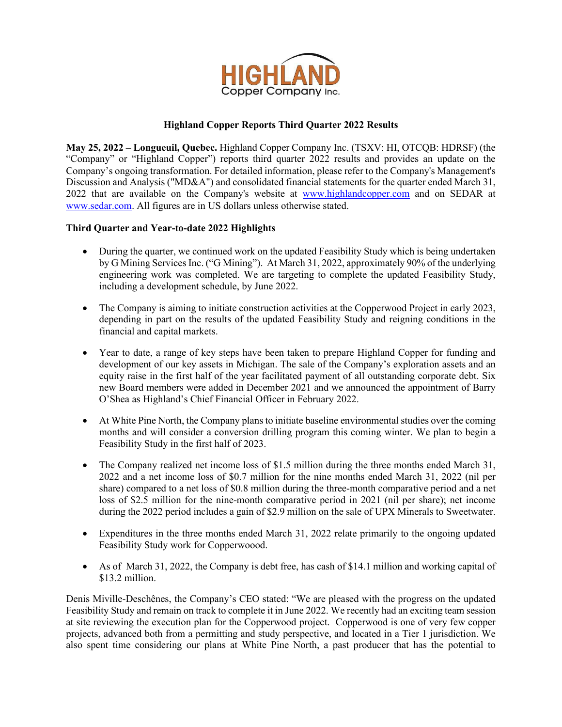**Highland Copper Reports Third Quarter 2022 Results**

**May 25, 2022 – Longueuil, Quebec.** Highland Copper Company Inc. (TSXV: HI, OTCQB: HDRSF) (the "Company" or "Highland Copper") reports third quarter 2022 results and provides an update on the Company's ongoing transformation. For detailed information, please refer to the Company's Management's Discussion and Analysis ("MD&A") and consolidated financial statements for the quarter ended March 31, 2022 that are available on the Company's website at www.highlandcopper.com and on SEDAR at www.sedar.com. All figures are in US dollars unless otherwise stated.

**Third Quarter and Year-to-date 2022 Highlights**

- During the quarter, we continued work on the updated Feasibility Study which is being undertaken by G Mining Services Inc. ("G Mining"). At March 31, 2022, approximately 90% of the underlying engineering work was completed. We are targeting to complete the updated Feasibility Study, including a development schedule, by June 2022.
- The Company is aiming to initiate construction activities at the Copperwood Project in early 2023, depending in part on the results of the updated Feasibility Study and reigning conditions in the financial and capital markets.
- Year to date, a range of key steps have been taken to prepare Highland Copper for funding and development of our key assets in Michigan. The sale of the Company's exploration assets and an equity raise in the first half of the year facilitated payment of all outstanding corporate debt. Six new Board members were added in December 2021 and we announced the appointment of Barry O'Shea as Highland's Chief Financial Officer in February 2022.
- At White Pine North, the Company plans to initiate baseline environmental studies over the coming months and will consider a conversion drilling program this coming winter. We plan to begin a Feasibility Study in the first half of 2023.
- The Company realized net income loss of $1.5 million during the three months ended March 31, 2022 and a net income loss of $0.7 million for the nine months ended March 31, 2022 (nil per share) compared to a net loss of $0.8 million during the three-month comparative period and a net loss of $2.5 million for the nine-month comparative period in 2021 (nil per share); net income during the 2022 period includes a gain of $2.9 million on the sale of UPX Minerals to Sweetwater.
- Expenditures in the three months ended March 31, 2022 relate primarily to the ongoing updated Feasibility Study work for Copperwoood.
- As of March 31, 2022, the Company is debt free, has cash of $14.1 million and working capital of $13.2 million.

Denis Miville-Deschênes, the Company's CEO stated: "We are pleased with the progress on the updated Feasibility Study and remain on track to complete it in June 2022. We recently had an exciting team session at site reviewing the execution plan for the Copperwood project. Copperwood is one of very few copper projects, advanced both from a permitting and study perspective, and located in a Tier 1 jurisdiction. We also spent time considering our plans at White Pine North, a past producer that has the potential to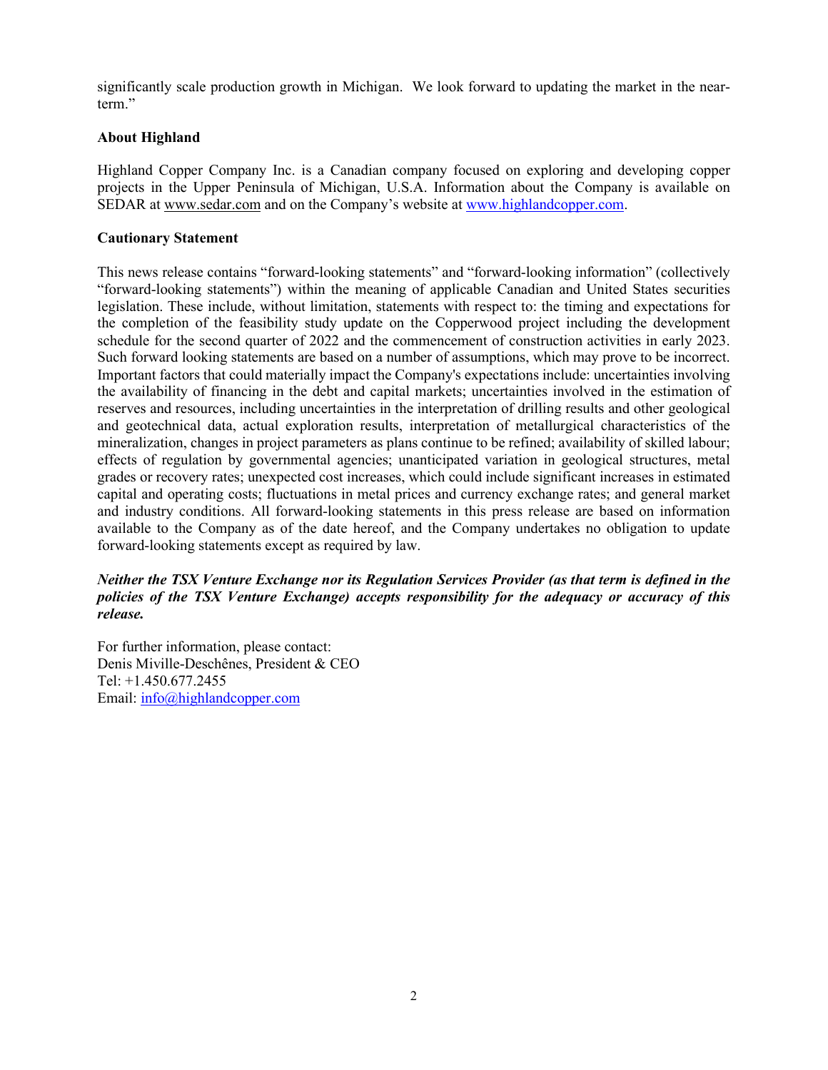significantly scale production growth in Michigan. We look forward to updating the market in the near-term."

**About Highland**

Highland Copper Company Inc. is a Canadian company focused on exploring and developing copper projects in the Upper Peninsula of Michigan, U.S.A. Information about the Company is available on SEDAR at www.sedar.com and on the Company's website at www.highlandcopper.com.

**Cautionary Statement**

This news release contains "forward-looking statements" and "forward-looking information" (collectively "forward-looking statements") within the meaning of applicable Canadian and United States securities legislation. These include, without limitation, statements with respect to: the timing and expectations for the completion of the feasibility study update on the Copperwood project including the development schedule for the second quarter of 2022 and the commencement of construction activities in early 2023. Such forward looking statements are based on a number of assumptions, which may prove to be incorrect. Important factors that could materially impact the Company's expectations include: uncertainties involving the availability of financing in the debt and capital markets; uncertainties involved in the estimation of reserves and resources, including uncertainties in the interpretation of drilling results and other geological and geotechnical data, actual exploration results, interpretation of metallurgical characteristics of the mineralization, changes in project parameters as plans continue to be refined; availability of skilled labour; effects of regulation by governmental agencies; unanticipated variation in geological structures, metal grades or recovery rates; unexpected cost increases, which could include significant increases in estimated capital and operating costs; fluctuations in metal prices and currency exchange rates; and general market and industry conditions. All forward-looking statements in this press release are based on information available to the Company as of the date hereof, and the Company undertakes no obligation to update forward-looking statements except as required by law.

***Neither the TSX Venture Exchange nor its Regulation Services Provider (as that term is defined in the policies of the TSX Venture Exchange) accepts responsibility for the adequacy or accuracy of this release.***

For further information, please contact:
Denis Miville-Deschênes, President & CEO
Tel: +1.450.677.2455
Email: info@highlandcopper.com